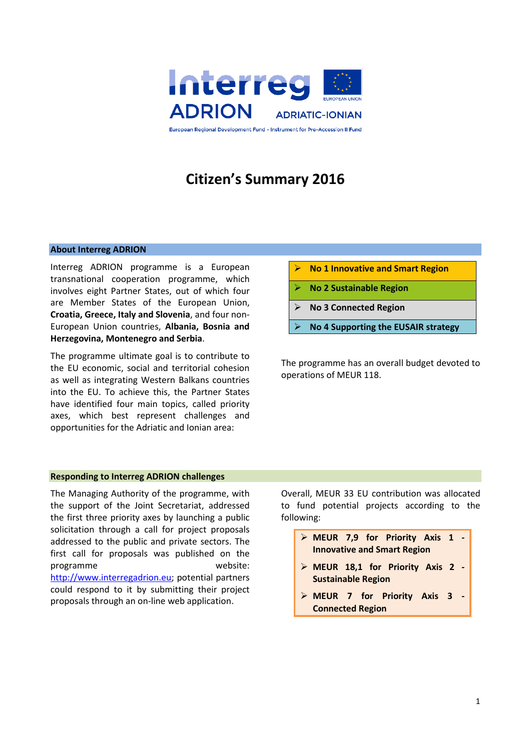Interreg ADRION

ADRIATIC-IONIAN

European Regional Development Fund - Instrument for Pre-Accession II Fund

# Citizen's Summary 2016

## About Interreg ADRION

Interreg ADRION programme is a European transnational cooperation programme, which involves eight Partner States, out of which four are Member States of the European Union, **Croatia, Greece, Italy and Slovenia**, and four non-European Union countries, **Albania, Bosnia and Herzegovina, Montenegro and Serbia**.

The programme ultimate goal is to contribute to the EU economic, social and territorial cohesion as well as integrating Western Balkans countries into the EU. To achieve this, the Partner States have identified four main topics, called priority axes, which best represent challenges and opportunities for the Adriatic and Ionian area:

- **No 1 Innovative and Smart Region**
- **No 2 Sustainable Region**
- **No 3 Connected Region**
- **No 4 Supporting the EUSAIR strategy**

The programme has an overall budget devoted to operations of MEUR 118.

## Responding to Interreg ADRION challenges

The Managing Authority of the programme, with the support of the Joint Secretariat, addressed the first three priority axes by launching a public solicitation through a call for project proposals addressed to the public and private sectors. The first call for proposals was published on the programme website: http://www.interregadrion.eu; potential partners could respond to it by submitting their project proposals through an on-line web application.

Overall, MEUR 33 EU contribution was allocated to fund potential projects according to the following:

- **MEUR 7,9 for Priority Axis 1 - Innovative and Smart Region**
- **MEUR 18,1 for Priority Axis 2 - Sustainable Region**
- **MEUR 7 for Priority Axis 3 - Connected Region**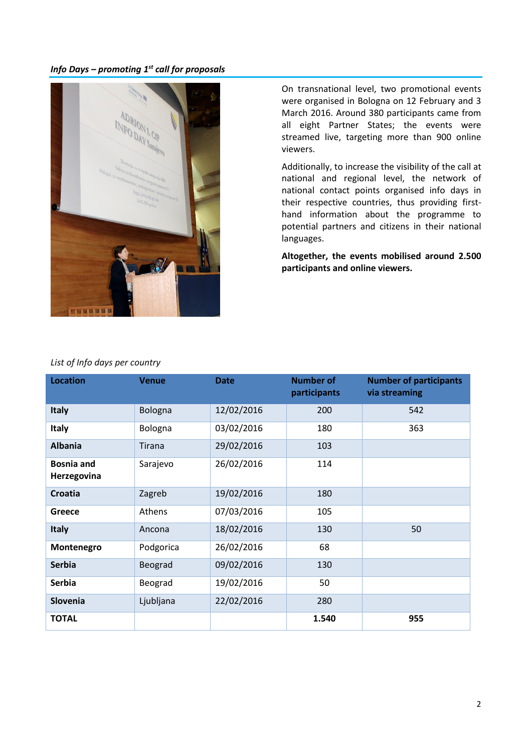*Info Days – promoting 1st call for proposals*

On transnational level, two promotional events were organised in Bologna on 12 February and 3 March 2016. Around 380 participants came from all eight Partner States; the events were streamed live, targeting more than 900 online viewers.

Additionally, to increase the visibility of the call at national and regional level, the network of national contact points organised info days in their respective countries, thus providing first-hand information about the programme to potential partners and citizens in their national languages.

**Altogether, the events mobilised around 2.500 participants and online viewers.**

*List of Info days per country*

| Location | Venue | Date | Number of participants | Number of participants via streaming |
|---|---|---|---|---|
| **Italy** | Bologna | 12/02/2016 | 200 | 542 |
| **Italy** | Bologna | 03/02/2016 | 180 | 363 |
| **Albania** | Tirana | 29/02/2016 | 103 | |
| **Bosnia and Herzegovina** | Sarajevo | 26/02/2016 | 114 | |
| **Croatia** | Zagreb | 19/02/2016 | 180 | |
| **Greece** | Athens | 07/03/2016 | 105 | |
| **Italy** | Ancona | 18/02/2016 | 130 | 50 |
| **Montenegro** | Podgorica | 26/02/2016 | 68 | |
| **Serbia** | Beograd | 09/02/2016 | 130 | |
| **Serbia** | Beograd | 19/02/2016 | 50 | |
| **Slovenia** | Ljubljana | 22/02/2016 | 280 | |
| **TOTAL** | | | **1.540** | **955** |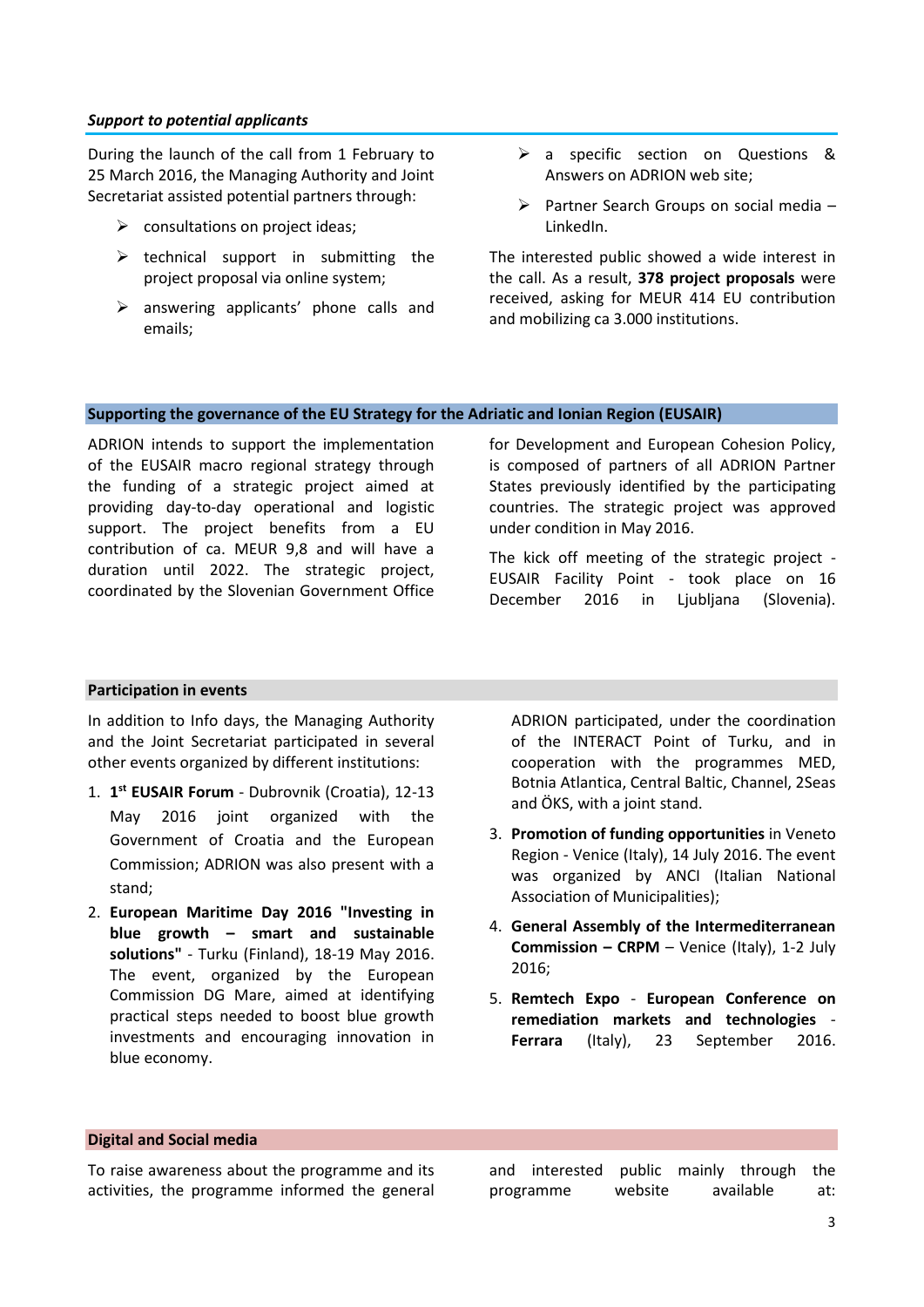***Support to potential applicants***

During the launch of the call from 1 February to 25 March 2016, the Managing Authority and Joint Secretariat assisted potential partners through:

- consultations on project ideas;
- technical support in submitting the project proposal via online system;
- answering applicants' phone calls and emails;
- a specific section on Questions & Answers on ADRION web site;
- Partner Search Groups on social media – LinkedIn.

The interested public showed a wide interest in the call. As a result, **378 project proposals** were received, asking for MEUR 414 EU contribution and mobilizing ca 3.000 institutions.

## Supporting the governance of the EU Strategy for the Adriatic and Ionian Region (EUSAIR)

ADRION intends to support the implementation of the EUSAIR macro regional strategy through the funding of a strategic project aimed at providing day-to-day operational and logistic support. The project benefits from a EU contribution of ca. MEUR 9,8 and will have a duration until 2022. The strategic project, coordinated by the Slovenian Government Office for Development and European Cohesion Policy, is composed of partners of all ADRION Partner States previously identified by the participating countries. The strategic project was approved under condition in May 2016.

The kick off meeting of the strategic project - EUSAIR Facility Point - took place on 16 December 2016 in Ljubljana (Slovenia).

## Participation in events

In addition to Info days, the Managing Authority and the Joint Secretariat participated in several other events organized by different institutions:

1. **1st EUSAIR Forum** - Dubrovnik (Croatia), 12-13 May 2016 joint organized with the Government of Croatia and the European Commission; ADRION was also present with a stand;
2. **European Maritime Day 2016 "Investing in blue growth – smart and sustainable solutions"** - Turku (Finland), 18-19 May 2016. The event, organized by the European Commission DG Mare, aimed at identifying practical steps needed to boost blue growth investments and encouraging innovation in blue economy. ADRION participated, under the coordination of the INTERACT Point of Turku, and in cooperation with the programmes MED, Botnia Atlantica, Central Baltic, Channel, 2Seas and ÖKS, with a joint stand.
3. **Promotion of funding opportunities** in Veneto Region - Venice (Italy), 14 July 2016. The event was organized by ANCI (Italian National Association of Municipalities);
4. **General Assembly of the Intermediterranean Commission – CRPM** – Venice (Italy), 1-2 July 2016;
5. **Remtech Expo - European Conference on remediation markets and technologies - Ferrara** (Italy), 23 September 2016.

## Digital and Social media

To raise awareness about the programme and its activities, the programme informed the general and interested public mainly through the programme website available at: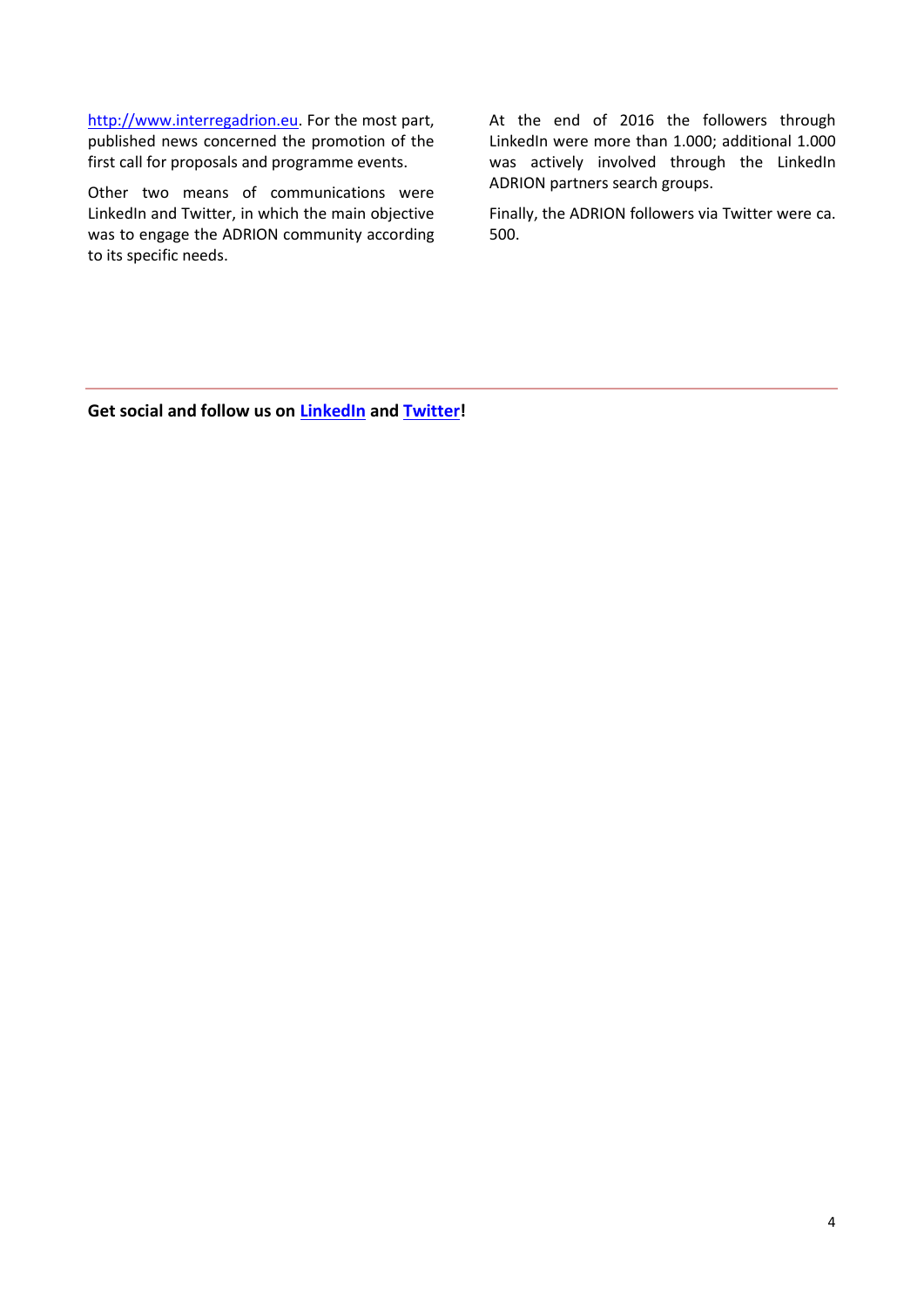http://www.interregadrion.eu. For the most part, published news concerned the promotion of the first call for proposals and programme events.

Other two means of communications were LinkedIn and Twitter, in which the main objective was to engage the ADRION community according to its specific needs.

At the end of 2016 the followers through LinkedIn were more than 1.000; additional 1.000 was actively involved through the LinkedIn ADRION partners search groups.

Finally, the ADRION followers via Twitter were ca. 500.

---

**Get social and follow us on LinkedIn and Twitter!**